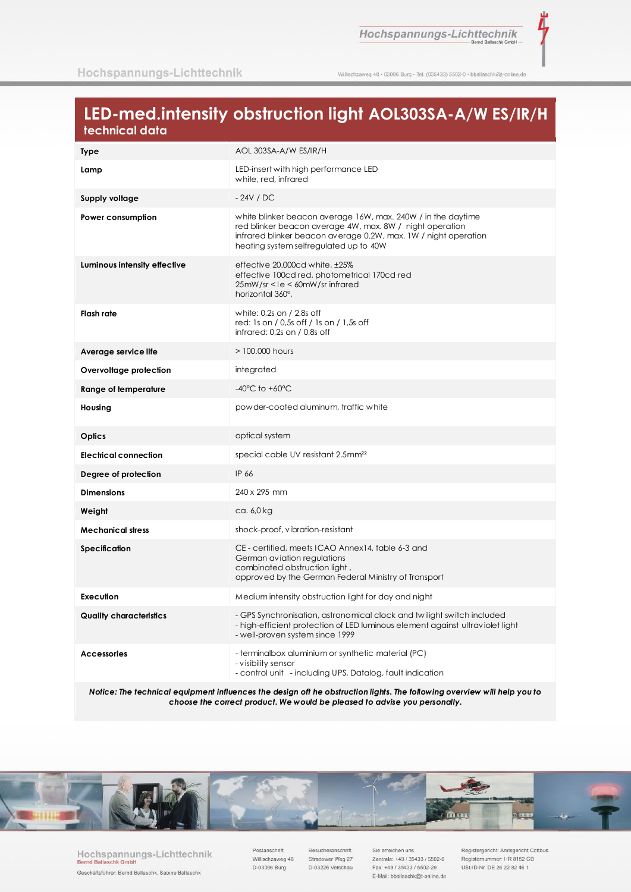# LED-med.intensity obstruction light AOL303SA-A/W ES/IR/H

## technical data

| | |
|---|---|
| **Type** | AOL 303SA-A/W ES/IR/H |
| **Lamp** | LED-insert with high performance LED<br>white, red, infrared |
| **Supply voltage** | - 24V / DC |
| **Power consumption** | white blinker beacon average 16W, max. 240W / in the daytime<br>red blinker beacon average 4W, max. 8W / night operation<br>infrared blinker beacon average 0.2W, max. 1W / night operation<br>heating system selfregulated up to 40W |
| **Luminous intensity effective** | effective 20.000cd white, ±25%<br>effective 100cd red, photometrical 170cd red<br>25mW/sr < Ie < 60mW/sr infrared<br>horizontal 360°, |
| **Flash rate** | white: 0,2s on / 2,8s off<br>red: 1s on / 0,5s off / 1s on / 1,5s off<br>infrared: 0,2s on / 0,8s off |
| **Average service life** | > 100.000 hours |
| **Overvoltage protection** | integrated |
| **Range of temperature** | -40°C to +60°C |
| **Housing** | powder-coated aluminum, traffic white |
| **Optics** | optical system |
| **Electrical connection** | special cable UV resistant 2.5mm²² |
| **Degree of protection** | IP 66 |
| **Dimensions** | 240 x 295 mm |
| **Weight** | ca. 6,0 kg |
| **Mechanical stress** | shock-proof, vibration-resistant |
| **Specification** | CE - certified, meets ICAO Annex14, table 6-3 and<br>German aviation regulations<br>combinated obstruction light ,<br>approved by the German Federal Ministry of Transport |
| **Execution** | Medium intensity obstruction light for day and night |
| **Quality characteristics** | - GPS Synchronisation, astronomical clock and twilight switch included<br>- high-efficient protection of LED luminous element against ultraviolet light<br>- well-proven system since 1999 |
| **Accessories** | - terminalbox aluminium or synthetic material (PC)<br>- visibility sensor<br>- control unit - including UPS, Datalog, fault indication |

***Notice: The technical equipment influences the design off he obstruction lights. The following overview will help you to choose the correct product. We would be pleased to advise you personally.***

Hochspannungs-Lichttechnik
Bernd Ballaschk GmbH
Geschäftsführer: Bernd Ballaschk, Sabine Ballaschk

Postanschrift
Willischzaweg 48
D-03096 Burg

Besucheranschrift
Stradower Weg 27
D-03226 Vetschau

Sie erreichen uns
Zentrale: +49 / 35433 / 5502-0
Fax: +49 / 35433 / 5502-29
E-Mail: bballaschk@t-online.de

Registergericht: Amtsgericht Cottbus
Registernummer: HR 8152 CB
USt-ID-Nr. DE 26 22 82 46 1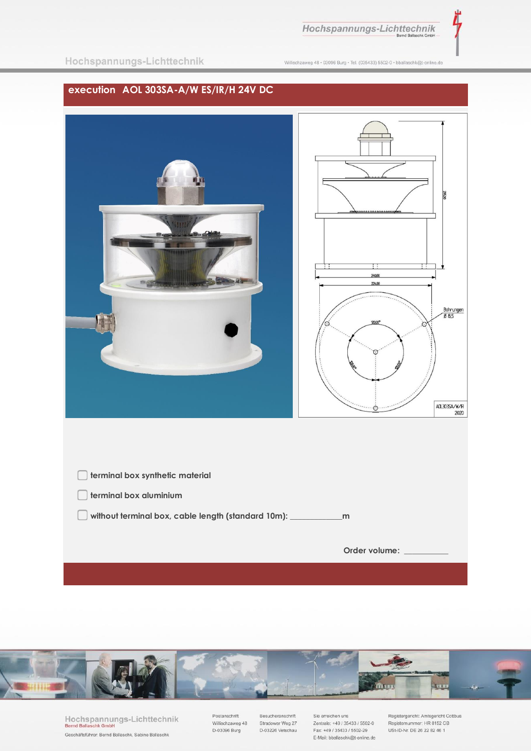## execution AOL 303SA-A/W ES/IR/H 24V DC

- [ ] terminal box synthetic material
- [ ] terminal box aluminium
- [ ] without terminal box, cable length (standard 10m): ___________m

Order volume: __________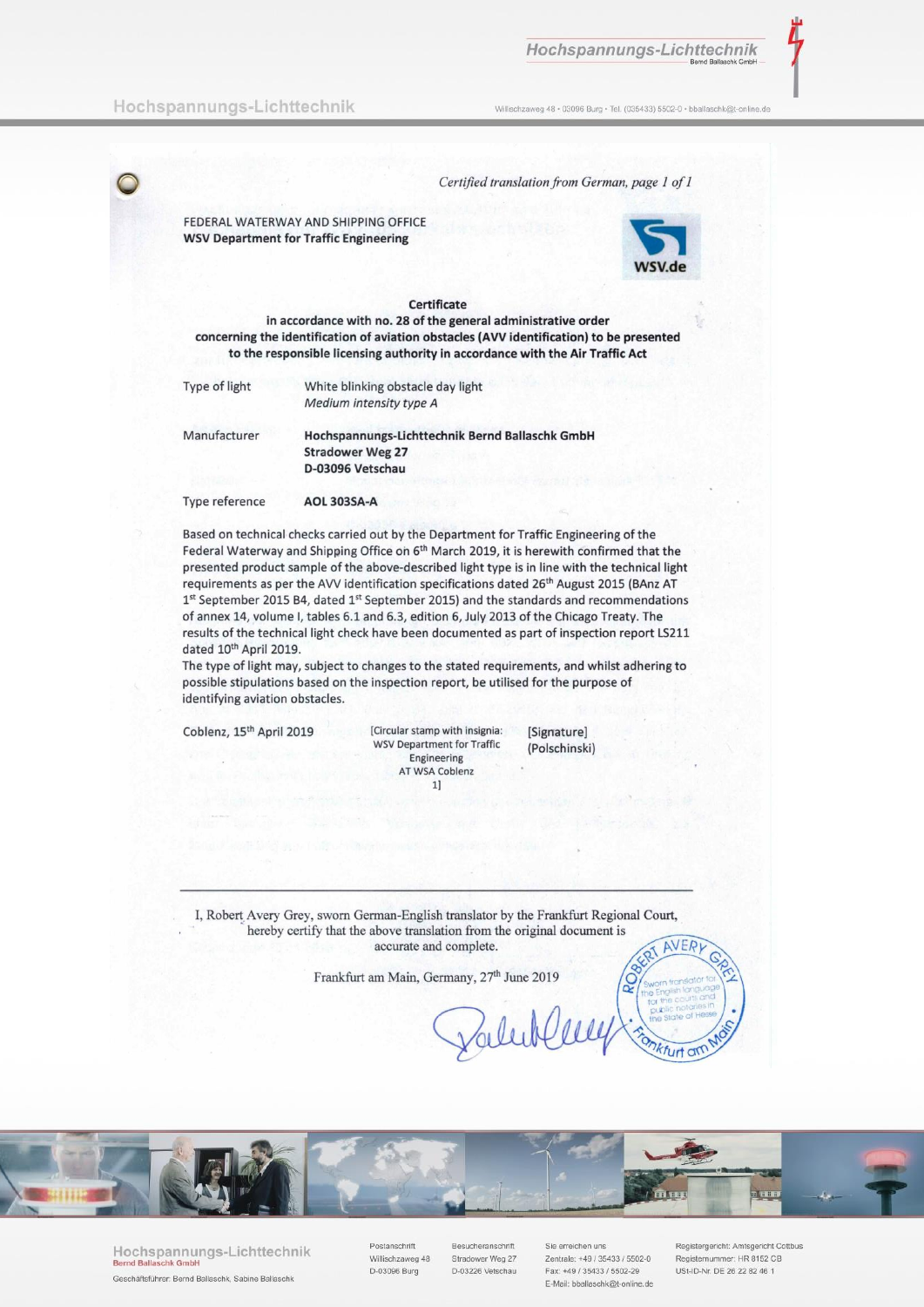*Certified translation from German, page 1 of 1*

FEDERAL WATERWAY AND SHIPPING OFFICE
**WSV Department for Traffic Engineering**

WSV.de

**Certificate**
**in accordance with no. 28 of the general administrative order concerning the identification of aviation obstacles (AVV identification) to be presented to the responsible licensing authority in accordance with the Air Traffic Act**

| | |
|---|---|
| Type of light | White blinking obstacle day light<br>*Medium intensity type A* |
| Manufacturer | **Hochspannungs-Lichttechnik Bernd Ballaschk GmbH**<br>**Stradower Weg 27**<br>**D-03096 Vetschau** |
| Type reference | **AOL 303SA-A** |

Based on technical checks carried out by the Department for Traffic Engineering of the Federal Waterway and Shipping Office on 6th March 2019, it is herewith confirmed that the presented product sample of the above-described light type is in line with the technical light requirements as per the AVV identification specifications dated 26th August 2015 (BAnz AT 1st September 2015 B4, dated 1st September 2015) and the standards and recommendations of annex 14, volume I, tables 6.1 and 6.3, edition 6, July 2013 of the Chicago Treaty. The results of the technical light check have been documented as part of inspection report LS211 dated 10th April 2019.
The type of light may, subject to changes to the stated requirements, and whilst adhering to possible stipulations based on the inspection report, be utilised for the purpose of identifying aviation obstacles.

Coblenz, 15th April 2019 [Circular stamp with insignia: WSV Department for Traffic Engineering AT WSA Coblenz 1] [Signature] (Polschinski)

---

I, Robert Avery Grey, sworn German-English translator by the Frankfurt Regional Court, hereby certify that the above translation from the original document is accurate and complete.

Frankfurt am Main, Germany, 27th June 2019

ROBERT AVERY GREY – Sworn translator for the English language for the courts and public notaries in the State of Hesse – Frankfurt am Main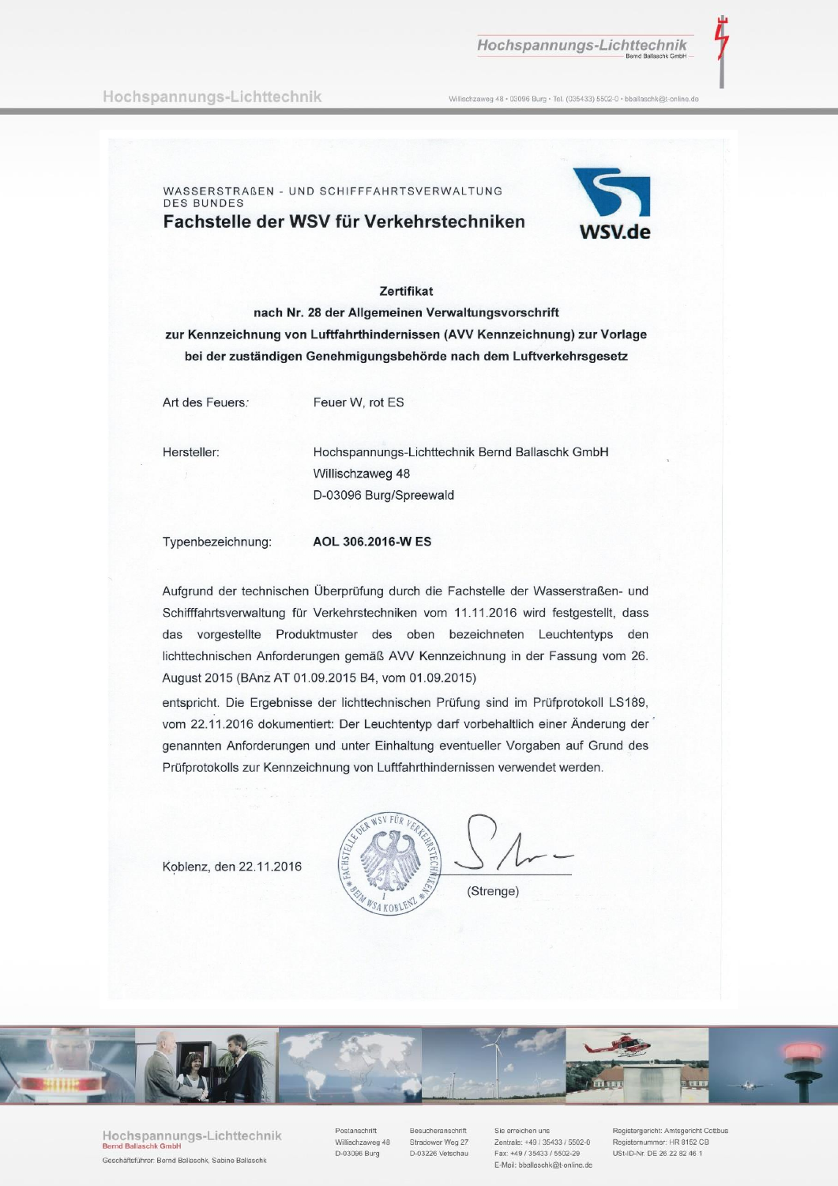WASSERSTRAßEN - UND SCHIFFFAHRTSVERWALTUNG DES BUNDES

## Fachstelle der WSV für Verkehrstechniken

WSV.de

**Zertifikat**
**nach Nr. 28 der Allgemeinen Verwaltungsvorschrift zur Kennzeichnung von Luftfahrthindernissen (AVV Kennzeichnung) zur Vorlage bei der zuständigen Genehmigungsbehörde nach dem Luftverkehrsgesetz**

| | |
|---|---|
| Art des Feuers: | Feuer W, rot ES |
| Hersteller: | Hochspannungs-Lichttechnik Bernd Ballaschk GmbH<br>Willischzaweg 48<br>D-03096 Burg/Spreewald |
| Typenbezeichnung: | **AOL 306.2016-W ES** |

Aufgrund der technischen Überprüfung durch die Fachstelle der Wasserstraßen- und Schifffahrtsverwaltung für Verkehrstechniken vom 11.11.2016 wird festgestellt, dass das vorgestellte Produktmuster des oben bezeichneten Leuchtentyps den lichttechnischen Anforderungen gemäß AVV Kennzeichnung in der Fassung vom 26. August 2015 (BAnz AT 01.09.2015 B4, vom 01.09.2015)

entspricht. Die Ergebnisse der lichttechnischen Prüfung sind im Prüfprotokoll LS189, vom 22.11.2016 dokumentiert: Der Leuchtentyp darf vorbehaltlich einer Änderung der genannten Anforderungen und unter Einhaltung eventueller Vorgaben auf Grund des Prüfprotokolls zur Kennzeichnung von Luftfahrthindernissen verwendet werden.

Koblenz, den 22.11.2016

(Strenge)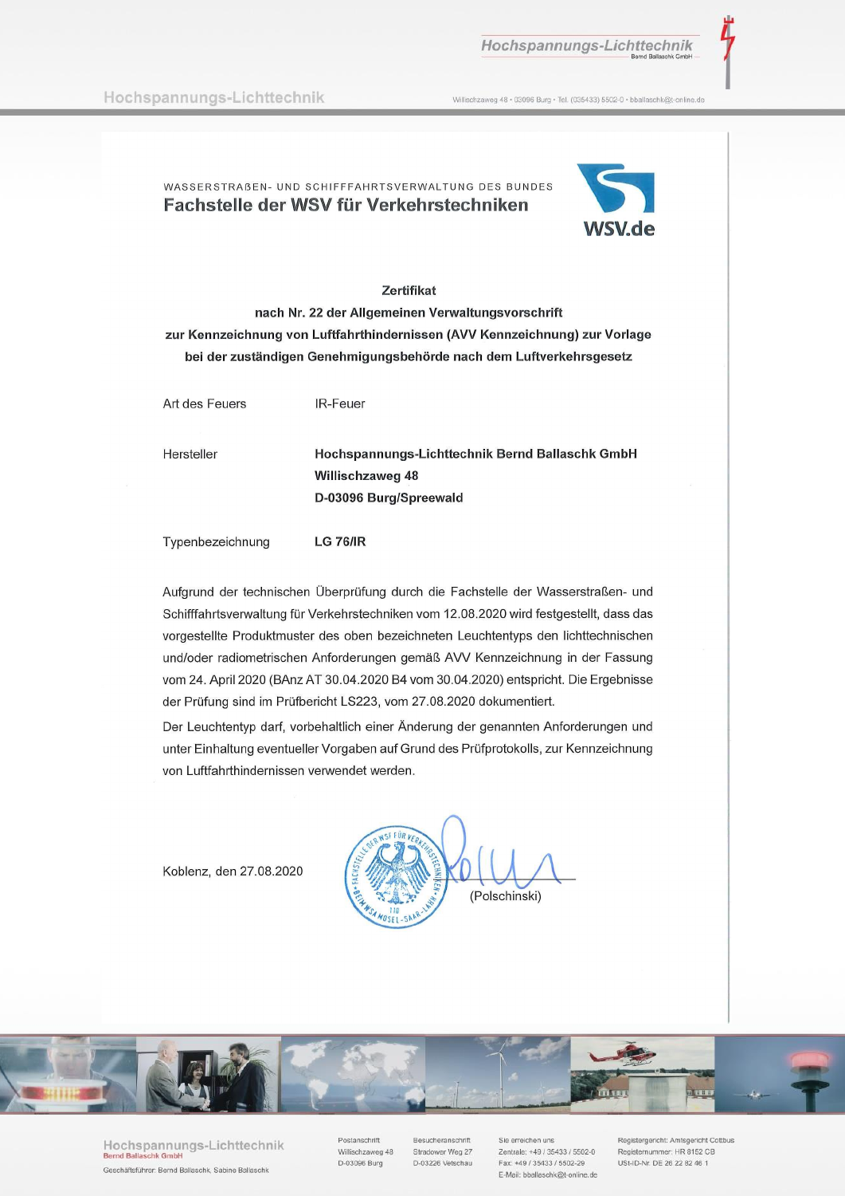WASSERSTRAßEN- UND SCHIFFFAHRTSVERWALTUNG DES BUNDES

**Fachstelle der WSV für Verkehrstechniken**

WSV.de

**Zertifikat**
**nach Nr. 22 der Allgemeinen Verwaltungsvorschrift**
**zur Kennzeichnung von Luftfahrthindernissen (AVV Kennzeichnung) zur Vorlage**
**bei der zuständigen Genehmigungsbehörde nach dem Luftverkehrsgesetz**

| | |
|---|---|
| Art des Feuers | IR-Feuer |
| Hersteller | **Hochspannungs-Lichttechnik Bernd Ballaschk GmbH**<br>**Willischzaweg 48**<br>**D-03096 Burg/Spreewald** |
| Typenbezeichnung | **LG 76/IR** |

Aufgrund der technischen Überprüfung durch die Fachstelle der Wasserstraßen- und Schifffahrtsverwaltung für Verkehrstechniken vom 12.08.2020 wird festgestellt, dass das vorgestellte Produktmuster des oben bezeichneten Leuchtentyps den lichttechnischen und/oder radiometrischen Anforderungen gemäß AVV Kennzeichnung in der Fassung vom 24. April 2020 (BAnz AT 30.04.2020 B4 vom 30.04.2020) entspricht. Die Ergebnisse der Prüfung sind im Prüfbericht LS223, vom 27.08.2020 dokumentiert.

Der Leuchtentyp darf, vorbehaltlich einer Änderung der genannten Anforderungen und unter Einhaltung eventueller Vorgaben auf Grund des Prüfprotokolls, zur Kennzeichnung von Luftfahrthindernissen verwendet werden.

Koblenz, den 27.08.2020

(Polschinski)